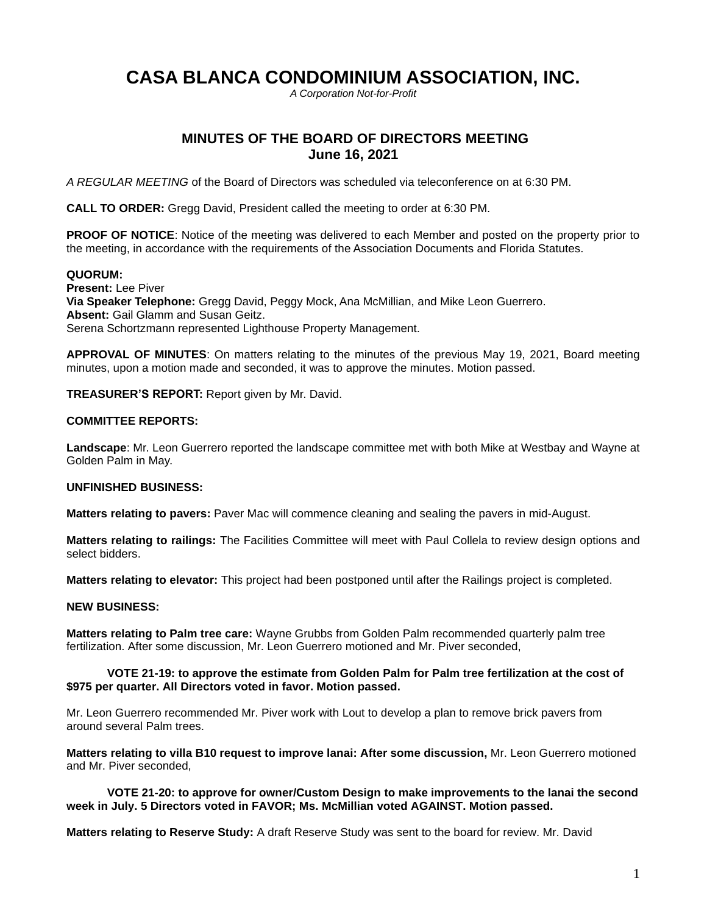# CASA BLANCA CONDOMINIUM ASSOCIATION, INC.

*A Corporation Not-for-Profit*

## MINUTES OF THE BOARD OF DIRECTORS MEETING
## June 16, 2021

*A REGULAR MEETING* of the Board of Directors was scheduled via teleconference on at 6:30 PM.

**CALL TO ORDER:** Gregg David, President called the meeting to order at 6:30 PM.

**PROOF OF NOTICE**: Notice of the meeting was delivered to each Member and posted on the property prior to the meeting, in accordance with the requirements of the Association Documents and Florida Statutes.

**QUORUM:**
**Present:** Lee Piver
**Via Speaker Telephone:** Gregg David, Peggy Mock, Ana McMillian, and Mike Leon Guerrero.
**Absent:** Gail Glamm and Susan Geitz.
Serena Schortzmann represented Lighthouse Property Management.

**APPROVAL OF MINUTES**: On matters relating to the minutes of the previous May 19, 2021, Board meeting minutes, upon a motion made and seconded, it was to approve the minutes. Motion passed.

**TREASURER'S REPORT:** Report given by Mr. David.

**COMMITTEE REPORTS:**

**Landscape**: Mr. Leon Guerrero reported the landscape committee met with both Mike at Westbay and Wayne at Golden Palm in May.

**UNFINISHED BUSINESS:**

**Matters relating to pavers:** Paver Mac will commence cleaning and sealing the pavers in mid-August.

**Matters relating to railings:** The Facilities Committee will meet with Paul Collela to review design options and select bidders.

**Matters relating to elevator:** This project had been postponed until after the Railings project is completed.

**NEW BUSINESS:**

**Matters relating to Palm tree care:** Wayne Grubbs from Golden Palm recommended quarterly palm tree fertilization. After some discussion, Mr. Leon Guerrero motioned and Mr. Piver seconded,

> **VOTE 21-19: to approve the estimate from Golden Palm for Palm tree fertilization at the cost of $975 per quarter. All Directors voted in favor. Motion passed.**

Mr. Leon Guerrero recommended Mr. Piver work with Lout to develop a plan to remove brick pavers from around several Palm trees.

**Matters relating to villa B10 request to improve lanai: After some discussion,** Mr. Leon Guerrero motioned and Mr. Piver seconded,

> **VOTE 21-20: to approve for owner/Custom Design to make improvements to the lanai the second week in July. 5 Directors voted in FAVOR; Ms. McMillian voted AGAINST. Motion passed.**

**Matters relating to Reserve Study:** A draft Reserve Study was sent to the board for review. Mr. David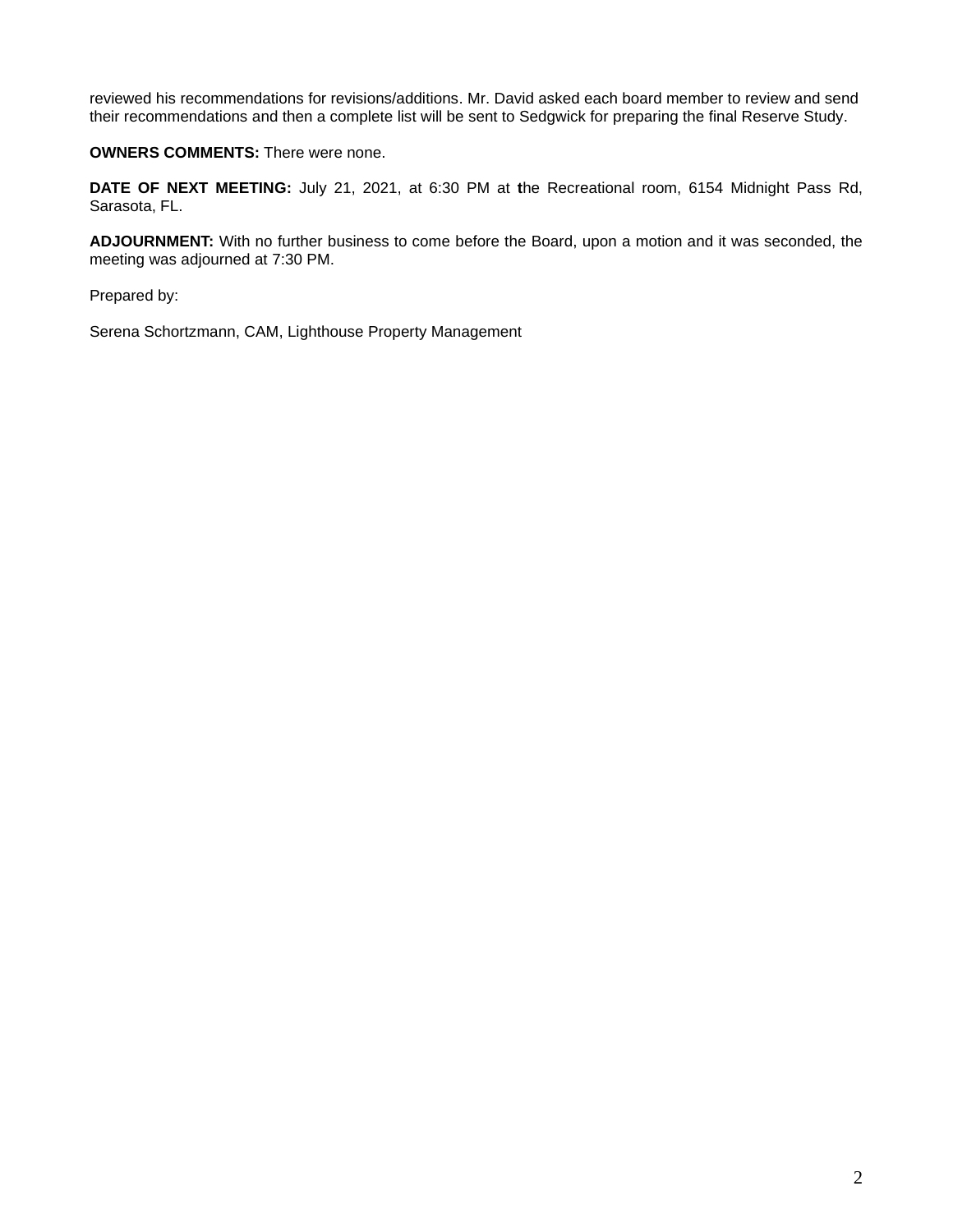reviewed his recommendations for revisions/additions. Mr. David asked each board member to review and send their recommendations and then a complete list will be sent to Sedgwick for preparing the final Reserve Study.

**OWNERS COMMENTS:** There were none.

**DATE OF NEXT MEETING:** July 21, 2021, at 6:30 PM at the Recreational room, 6154 Midnight Pass Rd, Sarasota, FL.

**ADJOURNMENT:** With no further business to come before the Board, upon a motion and it was seconded, the meeting was adjourned at 7:30 PM.

Prepared by:

Serena Schortzmann, CAM, Lighthouse Property Management